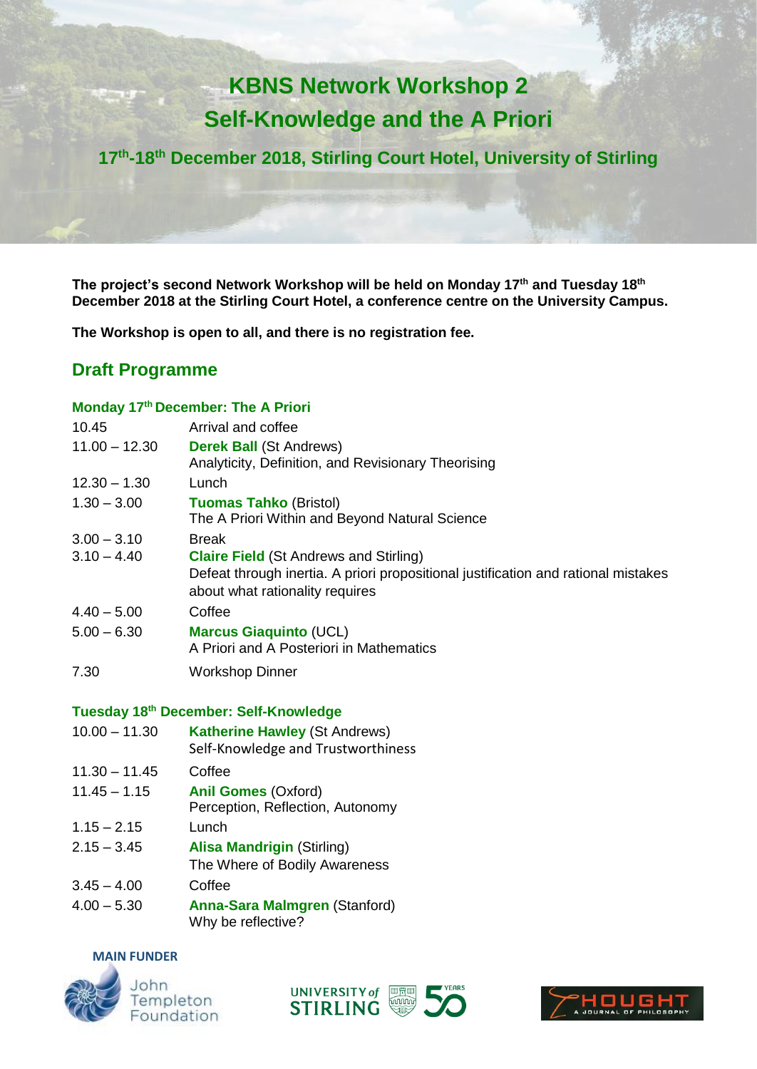# KBNS Network Workshop 2
# Self-Knowledge and the A Priori

**17th-18th December 2018, Stirling Court Hotel, University of Stirling**

**The project's second Network Workshop will be held on Monday 17th and Tuesday 18th December 2018 at the Stirling Court Hotel, a conference centre on the University Campus.**

**The Workshop is open to all, and there is no registration fee.**

## Draft Programme

### Monday 17th December: The A Priori

| | |
|---|---|
| 10.45 | Arrival and coffee |
| 11.00 – 12.30 | **Derek Ball** (St Andrews)<br>Analyticity, Definition, and Revisionary Theorising |
| 12.30 – 1.30 | Lunch |
| 1.30 – 3.00 | **Tuomas Tahko** (Bristol)<br>The A Priori Within and Beyond Natural Science |
| 3.00 – 3.10 | Break |
| 3.10 – 4.40 | **Claire Field** (St Andrews and Stirling)<br>Defeat through inertia. A priori propositional justification and rational mistakes about what rationality requires |
| 4.40 – 5.00 | Coffee |
| 5.00 – 6.30 | **Marcus Giaquinto** (UCL)<br>A Priori and A Posteriori in Mathematics |
| 7.30 | Workshop Dinner |

### Tuesday 18th December: Self-Knowledge

| | |
|---|---|
| 10.00 – 11.30 | **Katherine Hawley** (St Andrews)<br>Self-Knowledge and Trustworthiness |
| 11.30 – 11.45 | Coffee |
| 11.45 – 1.15 | **Anil Gomes** (Oxford)<br>Perception, Reflection, Autonomy |
| 1.15 – 2.15 | Lunch |
| 2.15 – 3.45 | **Alisa Mandrigin** (Stirling)<br>The Where of Bodily Awareness |
| 3.45 – 4.00 | Coffee |
| 4.00 – 5.30 | **Anna-Sara Malmgren** (Stanford)<br>Why be reflective? |

**MAIN FUNDER**

John Templeton Foundation

UNIVERSITY of STIRLING 50 YEARS

THOUGHT A JOURNAL OF PHILOSOPHY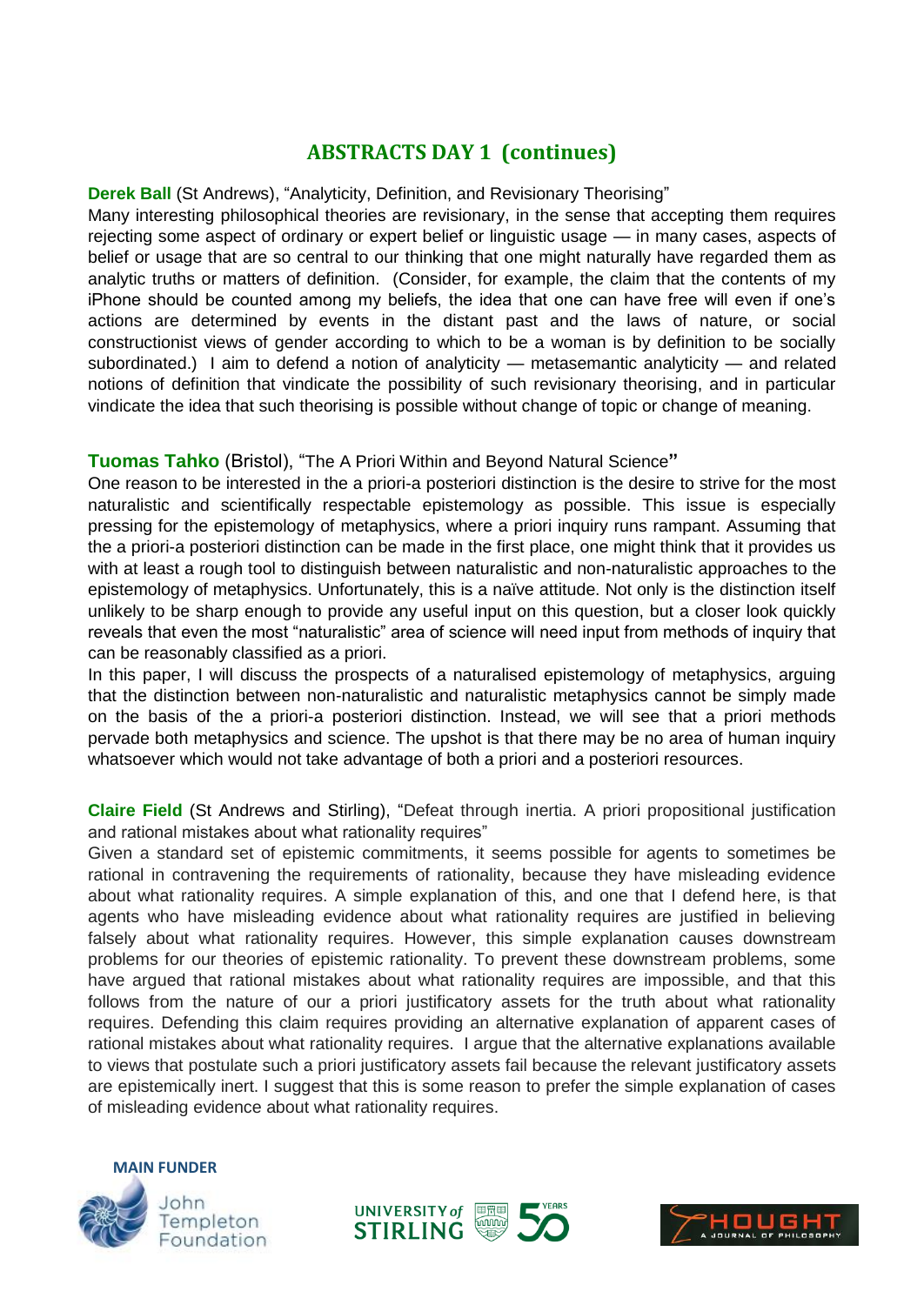## ABSTRACTS DAY 1 (continues)

**Derek Ball** (St Andrews), "Analyticity, Definition, and Revisionary Theorising"

Many interesting philosophical theories are revisionary, in the sense that accepting them requires rejecting some aspect of ordinary or expert belief or linguistic usage — in many cases, aspects of belief or usage that are so central to our thinking that one might naturally have regarded them as analytic truths or matters of definition. (Consider, for example, the claim that the contents of my iPhone should be counted among my beliefs, the idea that one can have free will even if one's actions are determined by events in the distant past and the laws of nature, or social constructionist views of gender according to which to be a woman is by definition to be socially subordinated.) I aim to defend a notion of analyticity — metasemantic analyticity — and related notions of definition that vindicate the possibility of such revisionary theorising, and in particular vindicate the idea that such theorising is possible without change of topic or change of meaning.

**Tuomas Tahko** (Bristol), "The A Priori Within and Beyond Natural Science"

One reason to be interested in the a priori-a posteriori distinction is the desire to strive for the most naturalistic and scientifically respectable epistemology as possible. This issue is especially pressing for the epistemology of metaphysics, where a priori inquiry runs rampant. Assuming that the a priori-a posteriori distinction can be made in the first place, one might think that it provides us with at least a rough tool to distinguish between naturalistic and non-naturalistic approaches to the epistemology of metaphysics. Unfortunately, this is a naïve attitude. Not only is the distinction itself unlikely to be sharp enough to provide any useful input on this question, but a closer look quickly reveals that even the most "naturalistic" area of science will need input from methods of inquiry that can be reasonably classified as a priori.

In this paper, I will discuss the prospects of a naturalised epistemology of metaphysics, arguing that the distinction between non-naturalistic and naturalistic metaphysics cannot be simply made on the basis of the a priori-a posteriori distinction. Instead, we will see that a priori methods pervade both metaphysics and science. The upshot is that there may be no area of human inquiry whatsoever which would not take advantage of both a priori and a posteriori resources.

**Claire Field** (St Andrews and Stirling), "Defeat through inertia. A priori propositional justification and rational mistakes about what rationality requires"

Given a standard set of epistemic commitments, it seems possible for agents to sometimes be rational in contravening the requirements of rationality, because they have misleading evidence about what rationality requires. A simple explanation of this, and one that I defend here, is that agents who have misleading evidence about what rationality requires are justified in believing falsely about what rationality requires. However, this simple explanation causes downstream problems for our theories of epistemic rationality. To prevent these downstream problems, some have argued that rational mistakes about what rationality requires are impossible, and that this follows from the nature of our a priori justificatory assets for the truth about what rationality requires. Defending this claim requires providing an alternative explanation of apparent cases of rational mistakes about what rationality requires. I argue that the alternative explanations available to views that postulate such a priori justificatory assets fail because the relevant justificatory assets are epistemically inert. I suggest that this is some reason to prefer the simple explanation of cases of misleading evidence about what rationality requires.

MAIN FUNDER

John Templeton Foundation

UNIVERSITY of STIRLING 50 YEARS

THOUGHT A JOURNAL OF PHILOSOPHY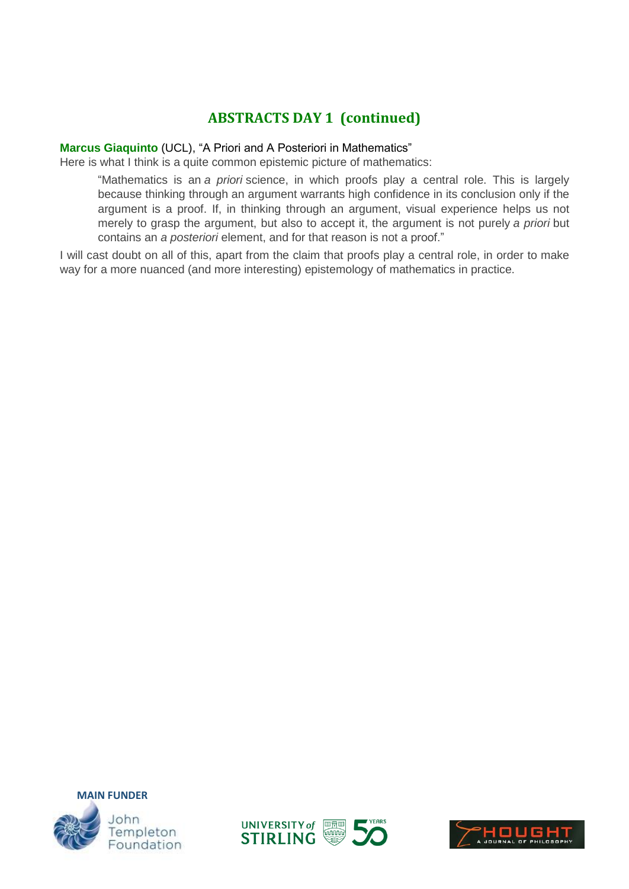## ABSTRACTS DAY 1 (continued)

**Marcus Giaquinto** (UCL), "A Priori and A Posteriori in Mathematics"

Here is what I think is a quite common epistemic picture of mathematics:

> "Mathematics is an *a priori* science, in which proofs play a central role. This is largely because thinking through an argument warrants high confidence in its conclusion only if the argument is a proof. If, in thinking through an argument, visual experience helps us not merely to grasp the argument, but also to accept it, the argument is not purely *a priori* but contains an *a posteriori* element, and for that reason is not a proof."

I will cast doubt on all of this, apart from the claim that proofs play a central role, in order to make way for a more nuanced (and more interesting) epistemology of mathematics in practice.

MAIN FUNDER

John Templeton Foundation

UNIVERSITY of STIRLING 50 YEARS

THOUGHT A JOURNAL OF PHILOSOPHY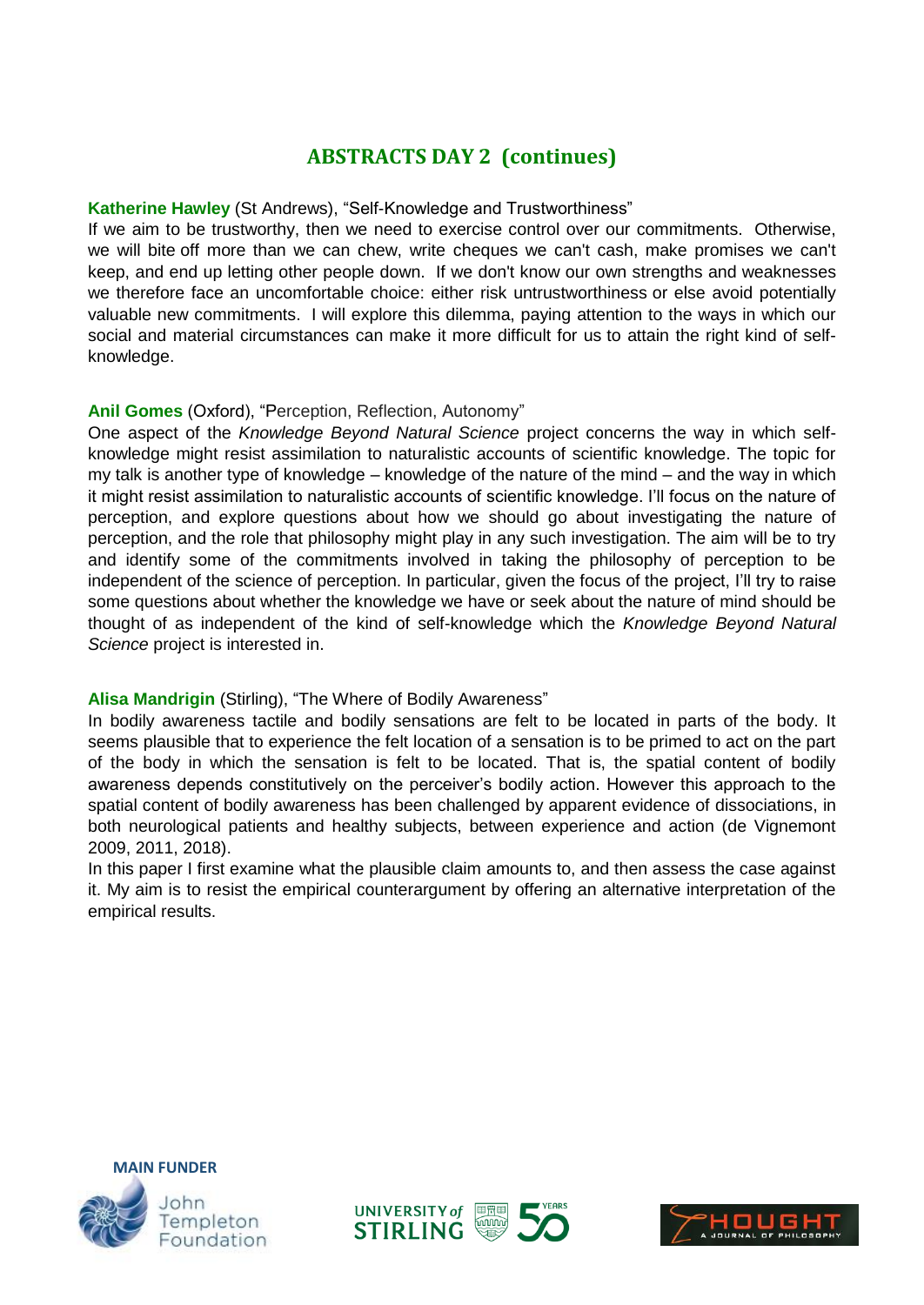## ABSTRACTS DAY 2 (continues)

**Katherine Hawley** (St Andrews), "Self-Knowledge and Trustworthiness"

If we aim to be trustworthy, then we need to exercise control over our commitments. Otherwise, we will bite off more than we can chew, write cheques we can't cash, make promises we can't keep, and end up letting other people down. If we don't know our own strengths and weaknesses we therefore face an uncomfortable choice: either risk untrustworthiness or else avoid potentially valuable new commitments. I will explore this dilemma, paying attention to the ways in which our social and material circumstances can make it more difficult for us to attain the right kind of self-knowledge.

**Anil Gomes** (Oxford), "Perception, Reflection, Autonomy"

One aspect of the *Knowledge Beyond Natural Science* project concerns the way in which self-knowledge might resist assimilation to naturalistic accounts of scientific knowledge. The topic for my talk is another type of knowledge – knowledge of the nature of the mind – and the way in which it might resist assimilation to naturalistic accounts of scientific knowledge. I'll focus on the nature of perception, and explore questions about how we should go about investigating the nature of perception, and the role that philosophy might play in any such investigation. The aim will be to try and identify some of the commitments involved in taking the philosophy of perception to be independent of the science of perception. In particular, given the focus of the project, I'll try to raise some questions about whether the knowledge we have or seek about the nature of mind should be thought of as independent of the kind of self-knowledge which the *Knowledge Beyond Natural Science* project is interested in.

**Alisa Mandrigin** (Stirling), "The Where of Bodily Awareness"

In bodily awareness tactile and bodily sensations are felt to be located in parts of the body. It seems plausible that to experience the felt location of a sensation is to be primed to act on the part of the body in which the sensation is felt to be located. That is, the spatial content of bodily awareness depends constitutively on the perceiver's bodily action. However this approach to the spatial content of bodily awareness has been challenged by apparent evidence of dissociations, in both neurological patients and healthy subjects, between experience and action (de Vignemont 2009, 2011, 2018).

In this paper I first examine what the plausible claim amounts to, and then assess the case against it. My aim is to resist the empirical counterargument by offering an alternative interpretation of the empirical results.

MAIN FUNDER

John Templeton Foundation

UNIVERSITY of STIRLING 50 YEARS

THOUGHT A JOURNAL OF PHILOSOPHY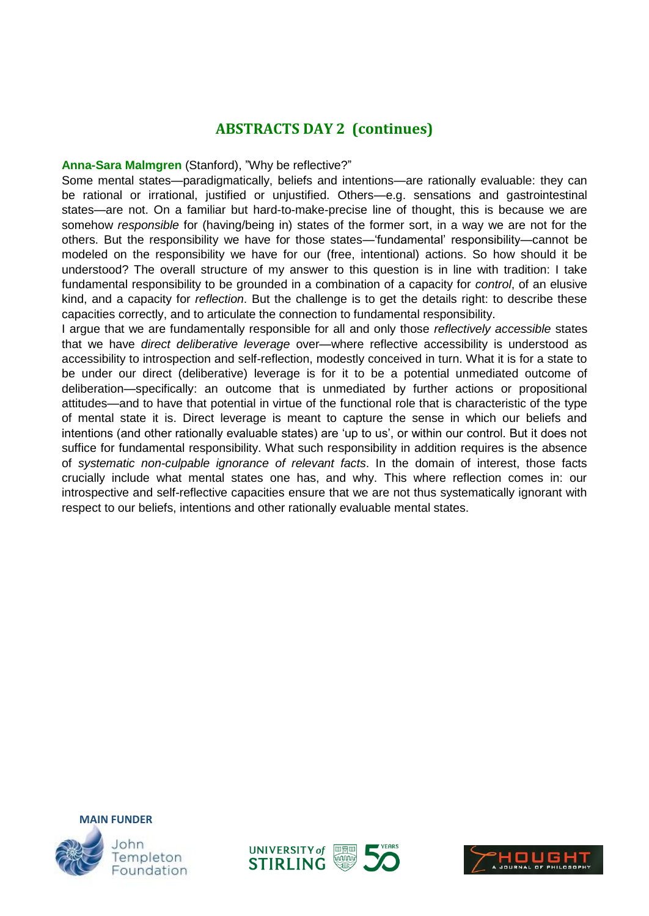## ABSTRACTS DAY 2 (continues)

**Anna-Sara Malmgren** (Stanford), "Why be reflective?"

Some mental states—paradigmatically, beliefs and intentions—are rationally evaluable: they can be rational or irrational, justified or unjustified. Others—e.g. sensations and gastrointestinal states—are not. On a familiar but hard-to-make-precise line of thought, this is because we are somehow *responsible* for (having/being in) states of the former sort, in a way we are not for the others. But the responsibility we have for those states—'fundamental' responsibility—cannot be modeled on the responsibility we have for our (free, intentional) actions. So how should it be understood? The overall structure of my answer to this question is in line with tradition: I take fundamental responsibility to be grounded in a combination of a capacity for *control*, of an elusive kind, and a capacity for *reflection*. But the challenge is to get the details right: to describe these capacities correctly, and to articulate the connection to fundamental responsibility.

I argue that we are fundamentally responsible for all and only those *reflectively accessible* states that we have *direct deliberative leverage* over—where reflective accessibility is understood as accessibility to introspection and self-reflection, modestly conceived in turn. What it is for a state to be under our direct (deliberative) leverage is for it to be a potential unmediated outcome of deliberation—specifically: an outcome that is unmediated by further actions or propositional attitudes—and to have that potential in virtue of the functional role that is characteristic of the type of mental state it is. Direct leverage is meant to capture the sense in which our beliefs and intentions (and other rationally evaluable states) are 'up to us', or within our control. But it does not suffice for fundamental responsibility. What such responsibility in addition requires is the absence of *systematic non-culpable ignorance of relevant facts*. In the domain of interest, those facts crucially include what mental states one has, and why. This where reflection comes in: our introspective and self-reflective capacities ensure that we are not thus systematically ignorant with respect to our beliefs, intentions and other rationally evaluable mental states.

**MAIN FUNDER**

John Templeton Foundation

UNIVERSITY of STIRLING 50 YEARS

THOUGHT A JOURNAL OF PHILOSOPHY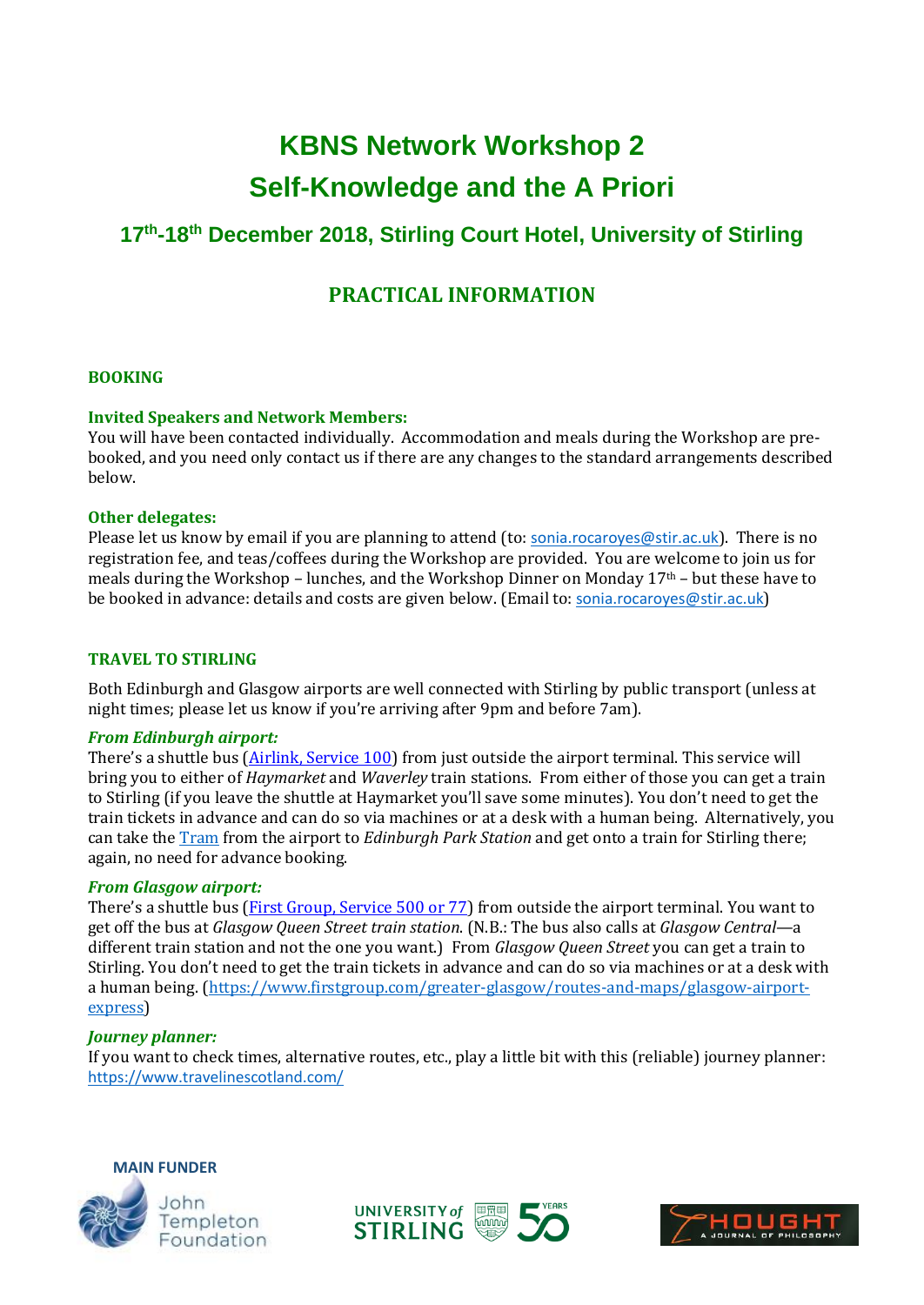# KBNS Network Workshop 2

# Self-Knowledge and the A Priori

### 17th-18th December 2018, Stirling Court Hotel, University of Stirling

## PRACTICAL INFORMATION

### BOOKING

**Invited Speakers and Network Members:**
You will have been contacted individually. Accommodation and meals during the Workshop are pre-booked, and you need only contact us if there are any changes to the standard arrangements described below.

**Other delegates:**
Please let us know by email if you are planning to attend (to: sonia.rocaroyes@stir.ac.uk). There is no registration fee, and teas/coffees during the Workshop are provided. You are welcome to join us for meals during the Workshop – lunches, and the Workshop Dinner on Monday 17th – but these have to be booked in advance: details and costs are given below. (Email to: sonia.rocaroyes@stir.ac.uk)

### TRAVEL TO STIRLING

Both Edinburgh and Glasgow airports are well connected with Stirling by public transport (unless at night times; please let us know if you're arriving after 9pm and before 7am).

***From Edinburgh airport:***
There's a shuttle bus (Airlink, Service 100) from just outside the airport terminal. This service will bring you to either of *Haymarket* and *Waverley* train stations. From either of those you can get a train to Stirling (if you leave the shuttle at Haymarket you'll save some minutes). You don't need to get the train tickets in advance and can do so via machines or at a desk with a human being. Alternatively, you can take the Tram from the airport to *Edinburgh Park Station* and get onto a train for Stirling there; again, no need for advance booking.

***From Glasgow airport:***
There's a shuttle bus (First Group, Service 500 or 77) from outside the airport terminal. You want to get off the bus at *Glasgow Queen Street train station*. (N.B.: The bus also calls at *Glasgow Central*—a different train station and not the one you want.) From *Glasgow Queen Street* you can get a train to Stirling. You don't need to get the train tickets in advance and can do so via machines or at a desk with a human being. (https://www.firstgroup.com/greater-glasgow/routes-and-maps/glasgow-airport-express)

***Journey planner:***
If you want to check times, alternative routes, etc., play a little bit with this (reliable) journey planner: https://www.travelinescotland.com/

MAIN FUNDER

John Templeton Foundation

UNIVERSITY of STIRLING 50 YEARS

THOUGHT A JOURNAL OF PHILOSOPHY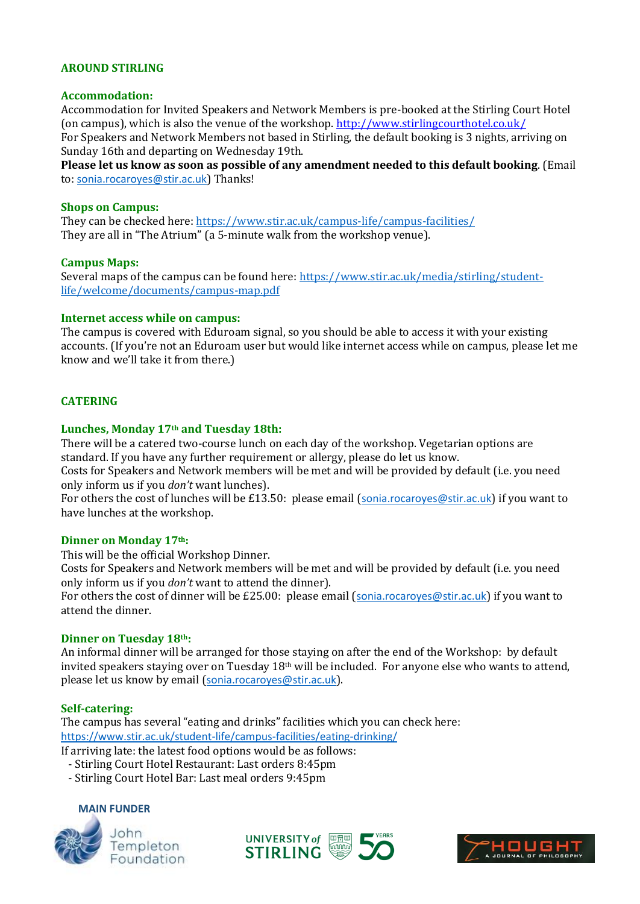## AROUND STIRLING

### Accommodation:

Accommodation for Invited Speakers and Network Members is pre-booked at the Stirling Court Hotel (on campus), which is also the venue of the workshop. http://www.stirlingcourthotel.co.uk/
For Speakers and Network Members not based in Stirling, the default booking is 3 nights, arriving on Sunday 16th and departing on Wednesday 19th.
**Please let us know as soon as possible of any amendment needed to this default booking**. (Email to: sonia.rocaroyes@stir.ac.uk) Thanks!

### Shops on Campus:

They can be checked here: https://www.stir.ac.uk/campus-life/campus-facilities/
They are all in "The Atrium" (a 5-minute walk from the workshop venue).

### Campus Maps:

Several maps of the campus can be found here: https://www.stir.ac.uk/media/stirling/student-life/welcome/documents/campus-map.pdf

### Internet access while on campus:

The campus is covered with Eduroam signal, so you should be able to access it with your existing accounts. (If you're not an Eduroam user but would like internet access while on campus, please let me know and we'll take it from there.)

## CATERING

### Lunches, Monday 17th and Tuesday 18th:

There will be a catered two-course lunch on each day of the workshop. Vegetarian options are standard. If you have any further requirement or allergy, please do let us know.
Costs for Speakers and Network members will be met and will be provided by default (i.e. you need only inform us if you *don't* want lunches).
For others the cost of lunches will be £13.50: please email (sonia.rocaroyes@stir.ac.uk) if you want to have lunches at the workshop.

### Dinner on Monday 17th:

This will be the official Workshop Dinner.
Costs for Speakers and Network members will be met and will be provided by default (i.e. you need only inform us if you *don't* want to attend the dinner).
For others the cost of dinner will be £25.00: please email (sonia.rocaroyes@stir.ac.uk) if you want to attend the dinner.

### Dinner on Tuesday 18th:

An informal dinner will be arranged for those staying on after the end of the Workshop: by default invited speakers staying over on Tuesday 18th will be included. For anyone else who wants to attend, please let us know by email (sonia.rocaroyes@stir.ac.uk).

### Self-catering:

The campus has several "eating and drinks" facilities which you can check here: https://www.stir.ac.uk/student-life/campus-facilities/eating-drinking/
If arriving late: the latest food options would be as follows:

- Stirling Court Hotel Restaurant: Last orders 8:45pm
- Stirling Court Hotel Bar: Last meal orders 9:45pm

MAIN FUNDER

John Templeton Foundation

UNIVERSITY of STIRLING 50 YEARS

THOUGHT A JOURNAL OF PHILOSOPHY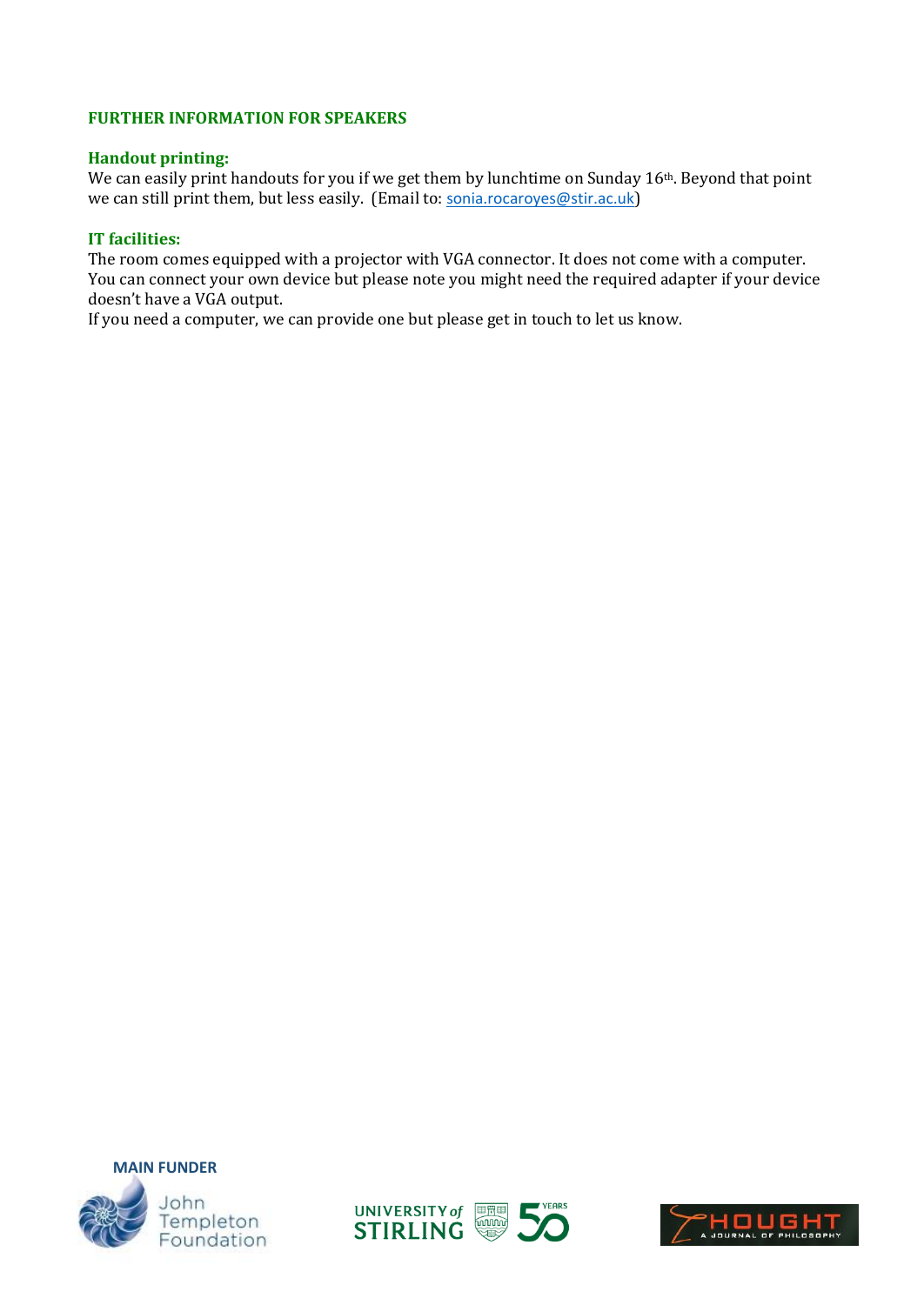## FURTHER INFORMATION FOR SPEAKERS

### Handout printing:

We can easily print handouts for you if we get them by lunchtime on Sunday 16th. Beyond that point we can still print them, but less easily. (Email to: sonia.rocaroyes@stir.ac.uk)

### IT facilities:

The room comes equipped with a projector with VGA connector. It does not come with a computer. You can connect your own device but please note you might need the required adapter if your device doesn't have a VGA output.

If you need a computer, we can provide one but please get in touch to let us know.

MAIN FUNDER

John Templeton Foundation

UNIVERSITY of STIRLING 50 YEARS

THOUGHT A JOURNAL OF PHILOSOPHY